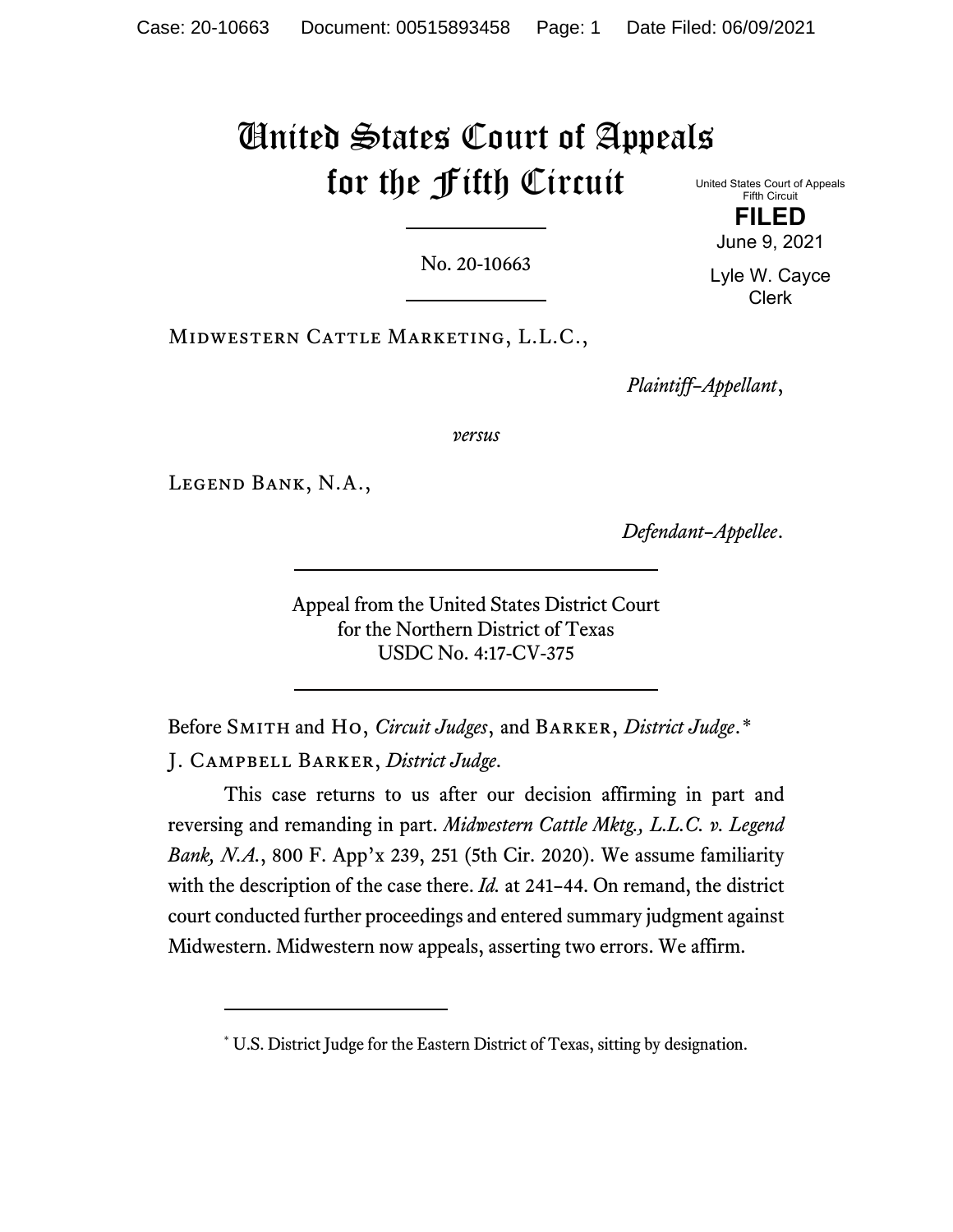# United States Court of Appeals for the Fifth Circuit

United States Court of Appeals
Fifth Circuit

**FILED**

June 9, 2021

Lyle W. Cayce
Clerk

No. 20-10663

Midwestern Cattle Marketing, L.L.C.,

*Plaintiff—Appellant*,

*versus*

Legend Bank, N.A.,

*Defendant—Appellee*.

Appeal from the United States District Court
for the Northern District of Texas
USDC No. 4:17-CV-375

Before Smith and Ho, *Circuit Judges*, and Barker, *District Judge*.*

J. Campbell Barker, *District Judge*.

This case returns to us after our decision affirming in part and reversing and remanding in part. *Midwestern Cattle Mktg., L.L.C. v. Legend Bank, N.A.*, 800 F. App'x 239, 251 (5th Cir. 2020). We assume familiarity with the description of the case there. *Id.* at 241–44. On remand, the district court conducted further proceedings and entered summary judgment against Midwestern. Midwestern now appeals, asserting two errors. We affirm.

---

* U.S. District Judge for the Eastern District of Texas, sitting by designation.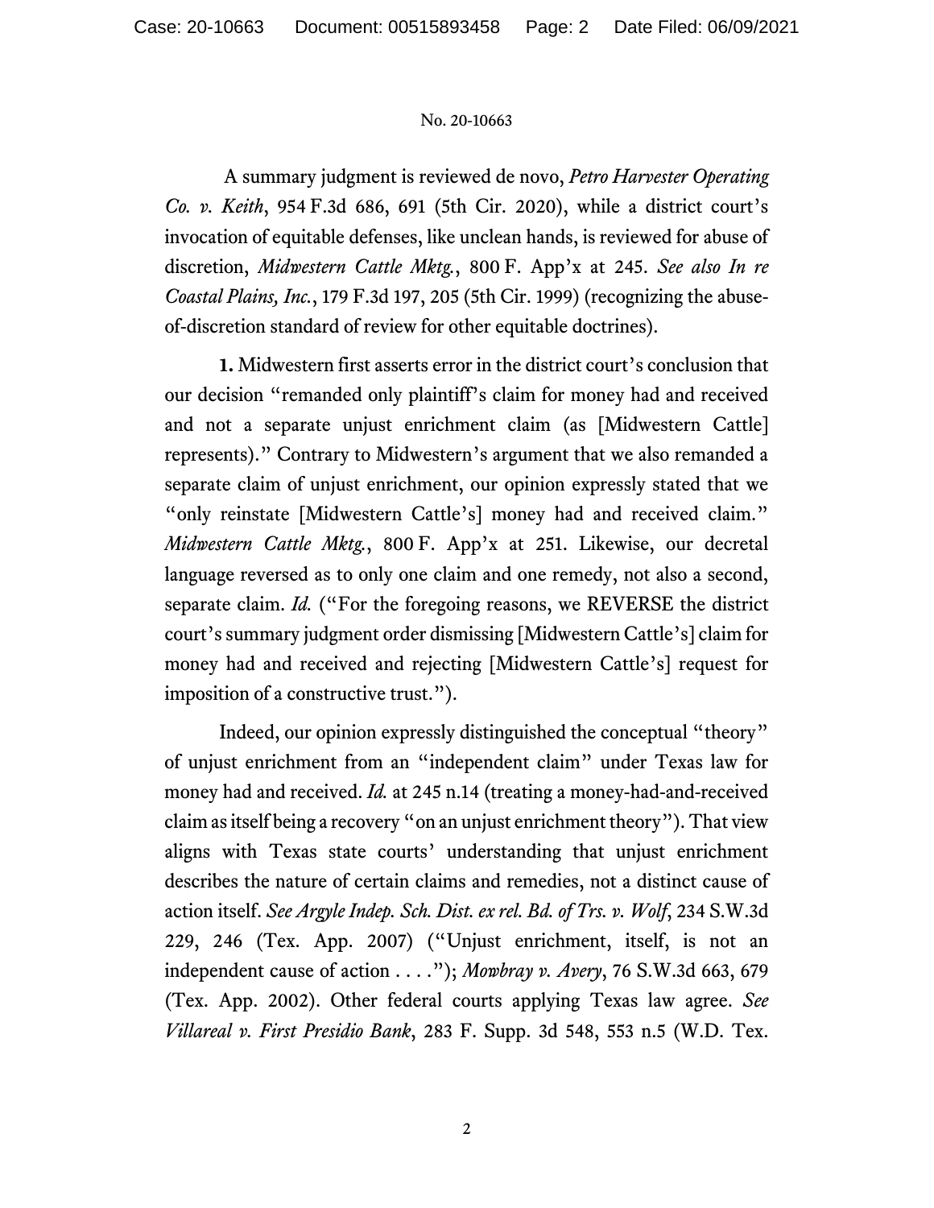A summary judgment is reviewed de novo, *Petro Harvester Operating Co. v. Keith*, 954 F.3d 686, 691 (5th Cir. 2020), while a district court's invocation of equitable defenses, like unclean hands, is reviewed for abuse of discretion, *Midwestern Cattle Mktg.*, 800 F. App'x at 245. *See also In re Coastal Plains, Inc.*, 179 F.3d 197, 205 (5th Cir. 1999) (recognizing the abuse-of-discretion standard of review for other equitable doctrines).

**1.** Midwestern first asserts error in the district court's conclusion that our decision "remanded only plaintiff's claim for money had and received and not a separate unjust enrichment claim (as [Midwestern Cattle] represents)." Contrary to Midwestern's argument that we also remanded a separate claim of unjust enrichment, our opinion expressly stated that we "only reinstate [Midwestern Cattle's] money had and received claim." *Midwestern Cattle Mktg.*, 800 F. App'x at 251. Likewise, our decretal language reversed as to only one claim and one remedy, not also a second, separate claim. *Id.* ("For the foregoing reasons, we REVERSE the district court's summary judgment order dismissing [Midwestern Cattle's] claim for money had and received and rejecting [Midwestern Cattle's] request for imposition of a constructive trust.").

Indeed, our opinion expressly distinguished the conceptual "theory" of unjust enrichment from an "independent claim" under Texas law for money had and received. *Id.* at 245 n.14 (treating a money-had-and-received claim as itself being a recovery "on an unjust enrichment theory"). That view aligns with Texas state courts' understanding that unjust enrichment describes the nature of certain claims and remedies, not a distinct cause of action itself. *See Argyle Indep. Sch. Dist. ex rel. Bd. of Trs. v. Wolf*, 234 S.W.3d 229, 246 (Tex. App. 2007) ("Unjust enrichment, itself, is not an independent cause of action . . . ."); *Mowbray v. Avery*, 76 S.W.3d 663, 679 (Tex. App. 2002). Other federal courts applying Texas law agree. *See Villareal v. First Presidio Bank*, 283 F. Supp. 3d 548, 553 n.5 (W.D. Tex.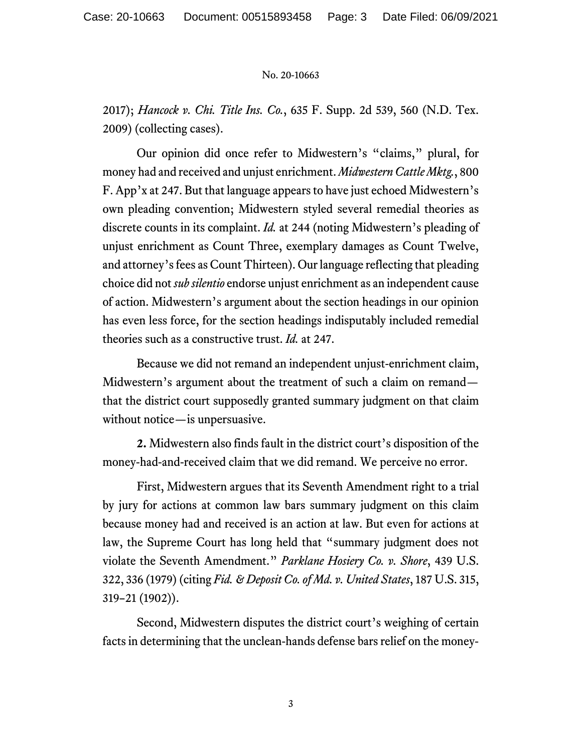2017); *Hancock v. Chi. Title Ins. Co.*, 635 F. Supp. 2d 539, 560 (N.D. Tex. 2009) (collecting cases).

Our opinion did once refer to Midwestern's "claims," plural, for money had and received and unjust enrichment. *Midwestern Cattle Mktg.*, 800 F. App'x at 247. But that language appears to have just echoed Midwestern's own pleading convention; Midwestern styled several remedial theories as discrete counts in its complaint. *Id.* at 244 (noting Midwestern's pleading of unjust enrichment as Count Three, exemplary damages as Count Twelve, and attorney's fees as Count Thirteen). Our language reflecting that pleading choice did not *sub silentio* endorse unjust enrichment as an independent cause of action. Midwestern's argument about the section headings in our opinion has even less force, for the section headings indisputably included remedial theories such as a constructive trust. *Id.* at 247.

Because we did not remand an independent unjust-enrichment claim, Midwestern's argument about the treatment of such a claim on remand—that the district court supposedly granted summary judgment on that claim without notice—is unpersuasive.

**2.** Midwestern also finds fault in the district court's disposition of the money-had-and-received claim that we did remand. We perceive no error.

First, Midwestern argues that its Seventh Amendment right to a trial by jury for actions at common law bars summary judgment on this claim because money had and received is an action at law. But even for actions at law, the Supreme Court has long held that "summary judgment does not violate the Seventh Amendment." *Parklane Hosiery Co. v. Shore*, 439 U.S. 322, 336 (1979) (citing *Fid. & Deposit Co. of Md. v. United States*, 187 U.S. 315, 319–21 (1902)).

Second, Midwestern disputes the district court's weighing of certain facts in determining that the unclean-hands defense bars relief on the money-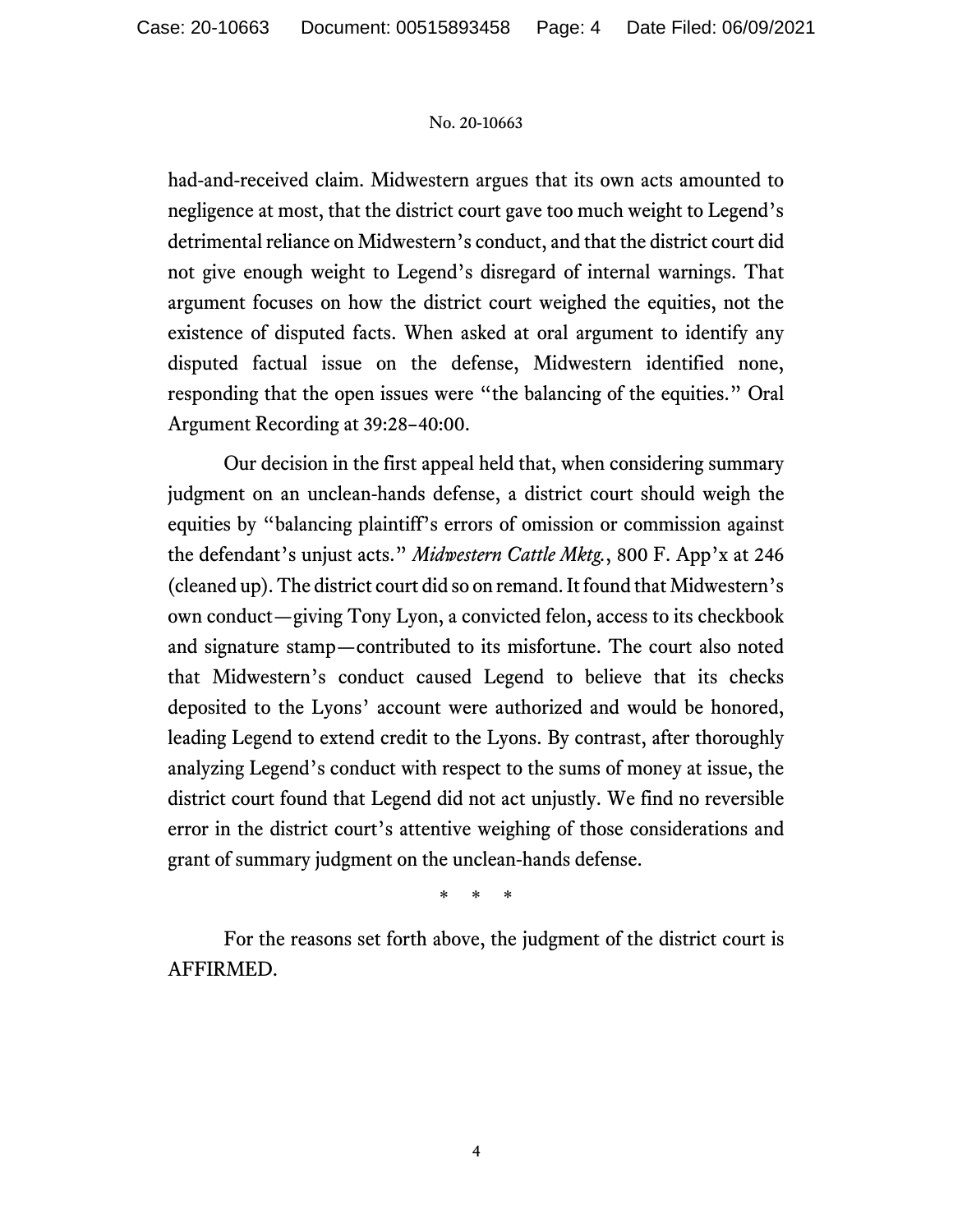had-and-received claim. Midwestern argues that its own acts amounted to negligence at most, that the district court gave too much weight to Legend's detrimental reliance on Midwestern's conduct, and that the district court did not give enough weight to Legend's disregard of internal warnings. That argument focuses on how the district court weighed the equities, not the existence of disputed facts. When asked at oral argument to identify any disputed factual issue on the defense, Midwestern identified none, responding that the open issues were "the balancing of the equities." Oral Argument Recording at 39:28–40:00.

Our decision in the first appeal held that, when considering summary judgment on an unclean-hands defense, a district court should weigh the equities by "balancing plaintiff's errors of omission or commission against the defendant's unjust acts." *Midwestern Cattle Mktg.*, 800 F. App'x at 246 (cleaned up). The district court did so on remand. It found that Midwestern's own conduct—giving Tony Lyon, a convicted felon, access to its checkbook and signature stamp—contributed to its misfortune. The court also noted that Midwestern's conduct caused Legend to believe that its checks deposited to the Lyons' account were authorized and would be honored, leading Legend to extend credit to the Lyons. By contrast, after thoroughly analyzing Legend's conduct with respect to the sums of money at issue, the district court found that Legend did not act unjustly. We find no reversible error in the district court's attentive weighing of those considerations and grant of summary judgment on the unclean-hands defense.

\* \* \*

For the reasons set forth above, the judgment of the district court is AFFIRMED.